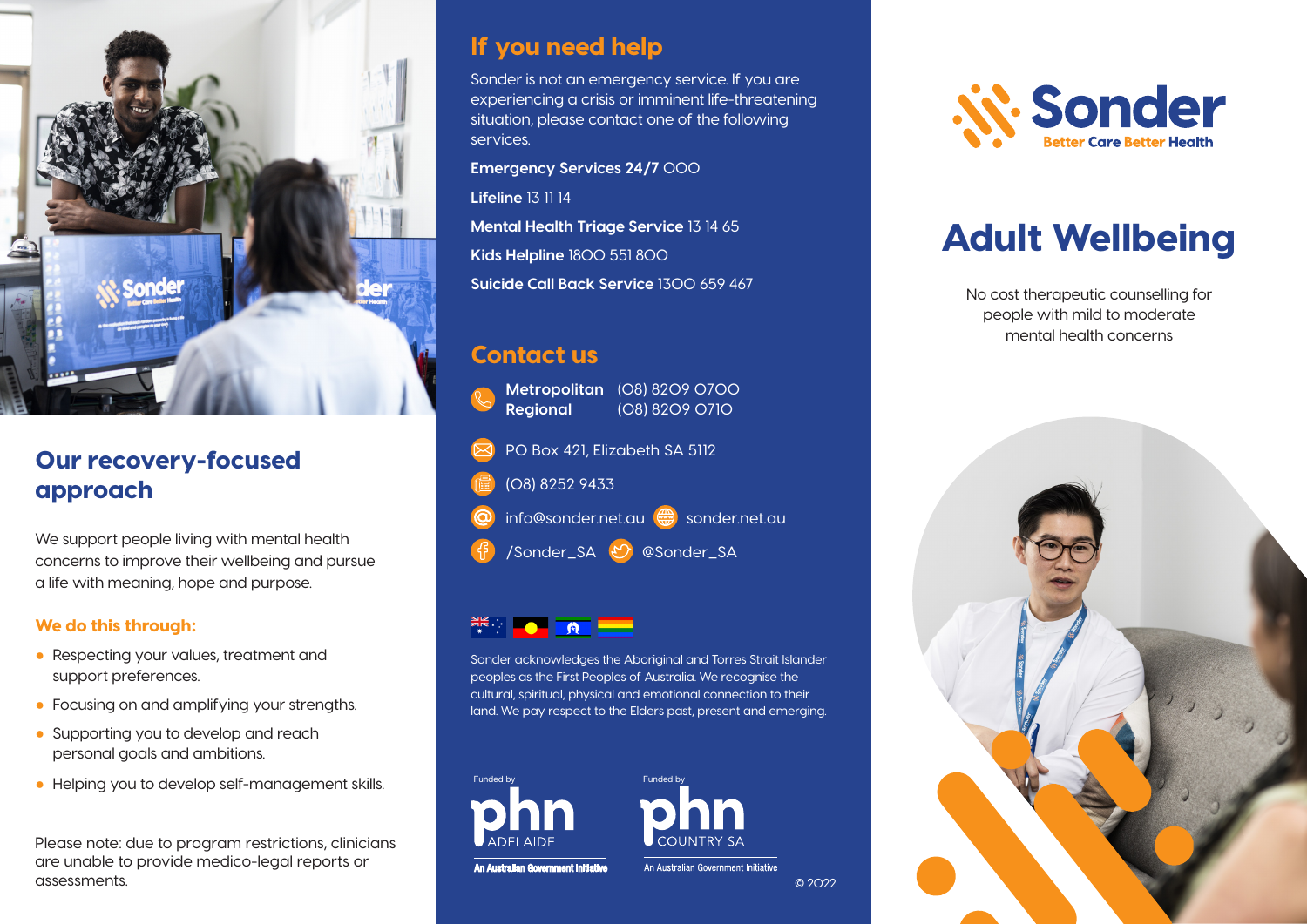## Our recovery-focused approach

We support people living with mental health concerns to improve their wellbeing and pursue a life with meaning, hope and purpose.

### We do this through:

- Respecting your values, treatment and support preferences.
- Focusing on and amplifying your strengths.
- Supporting you to develop and reach personal goals and ambitions.
- Helping you to develop self-management skills.

Please note: due to program restrictions, clinicians are unable to provide medico-legal reports or assessments.

## If you need help

Sonder is not an emergency service. If you are experiencing a crisis or imminent life-threatening situation, please contact one of the following services.

**Emergency Services 24/7** 000

**Lifeline** 13 11 14

**Mental Health Triage Service** 13 14 65

**Kids Helpline** 1800 551 800

**Suicide Call Back Service** 1300 659 467

## Contact us

**Metropolitan** (08) 8209 0700
**Regional** (08) 8209 0710

PO Box 421, Elizabeth SA 5112

(08) 8252 9433

info@sonder.net.au sonder.net.au

/Sonder_SA @Sonder_SA

Sonder acknowledges the Aboriginal and Torres Strait Islander peoples as the First Peoples of Australia. We recognise the cultural, spiritual, physical and emotional connection to their land. We pay respect to the Elders past, present and emerging.

Funded by phn ADELAIDE — An Australian Government Initiative

Funded by phn COUNTRY SA — An Australian Government Initiative

© 2022

Sonder
Better Care Better Health

# Adult Wellbeing

No cost therapeutic counselling for people with mild to moderate mental health concerns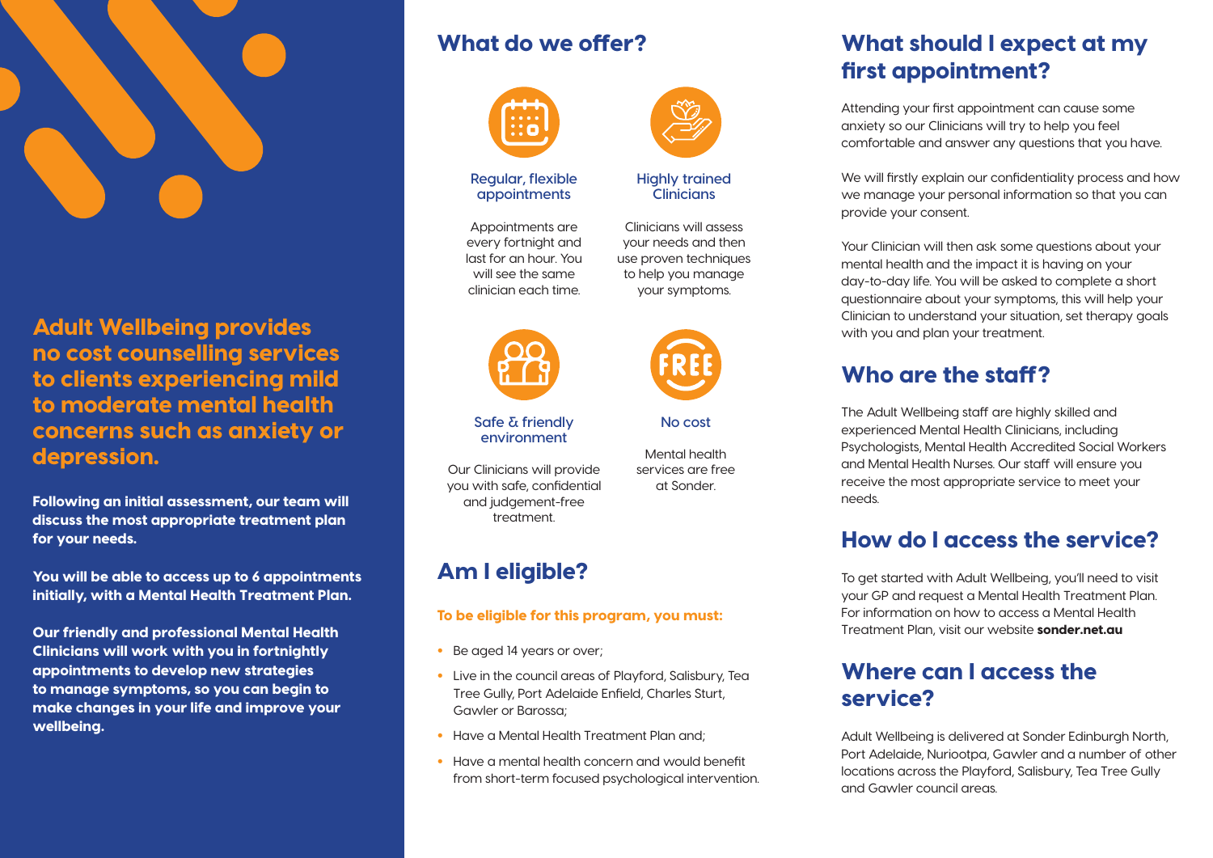**Adult Wellbeing provides no cost counselling services to clients experiencing mild to moderate mental health concerns such as anxiety or depression.**

**Following an initial assessment, our team will discuss the most appropriate treatment plan for your needs.**

**You will be able to access up to 6 appointments initially, with a Mental Health Treatment Plan.**

**Our friendly and professional Mental Health Clinicians will work with you in fortnightly appointments to develop new strategies to manage symptoms, so you can begin to make changes in your life and improve your wellbeing.**

## What do we offer?

### Regular, flexible appointments

Appointments are every fortnight and last for an hour. You will see the same clinician each time.

### Highly trained Clinicians

Clinicians will assess your needs and then use proven techniques to help you manage your symptoms.

### Safe & friendly environment

Our Clinicians will provide you with safe, confidential and judgement-free treatment.

### No cost

Mental health services are free at Sonder.

## Am I eligible?

**To be eligible for this program, you must:**

- Be aged 14 years or over;
- Live in the council areas of Playford, Salisbury, Tea Tree Gully, Port Adelaide Enfield, Charles Sturt, Gawler or Barossa;
- Have a Mental Health Treatment Plan and;
- Have a mental health concern and would benefit from short-term focused psychological intervention.

## What should I expect at my first appointment?

Attending your first appointment can cause some anxiety so our Clinicians will try to help you feel comfortable and answer any questions that you have.

We will firstly explain our confidentiality process and how we manage your personal information so that you can provide your consent.

Your Clinician will then ask some questions about your mental health and the impact it is having on your day-to-day life. You will be asked to complete a short questionnaire about your symptoms, this will help your Clinician to understand your situation, set therapy goals with you and plan your treatment.

## Who are the staff?

The Adult Wellbeing staff are highly skilled and experienced Mental Health Clinicians, including Psychologists, Mental Health Accredited Social Workers and Mental Health Nurses. Our staff will ensure you receive the most appropriate service to meet your needs.

## How do I access the service?

To get started with Adult Wellbeing, you'll need to visit your GP and request a Mental Health Treatment Plan. For information on how to access a Mental Health Treatment Plan, visit our website **sonder.net.au**

## Where can I access the service?

Adult Wellbeing is delivered at Sonder Edinburgh North, Port Adelaide, Nuriootpa, Gawler and a number of other locations across the Playford, Salisbury, Tea Tree Gully and Gawler council areas.